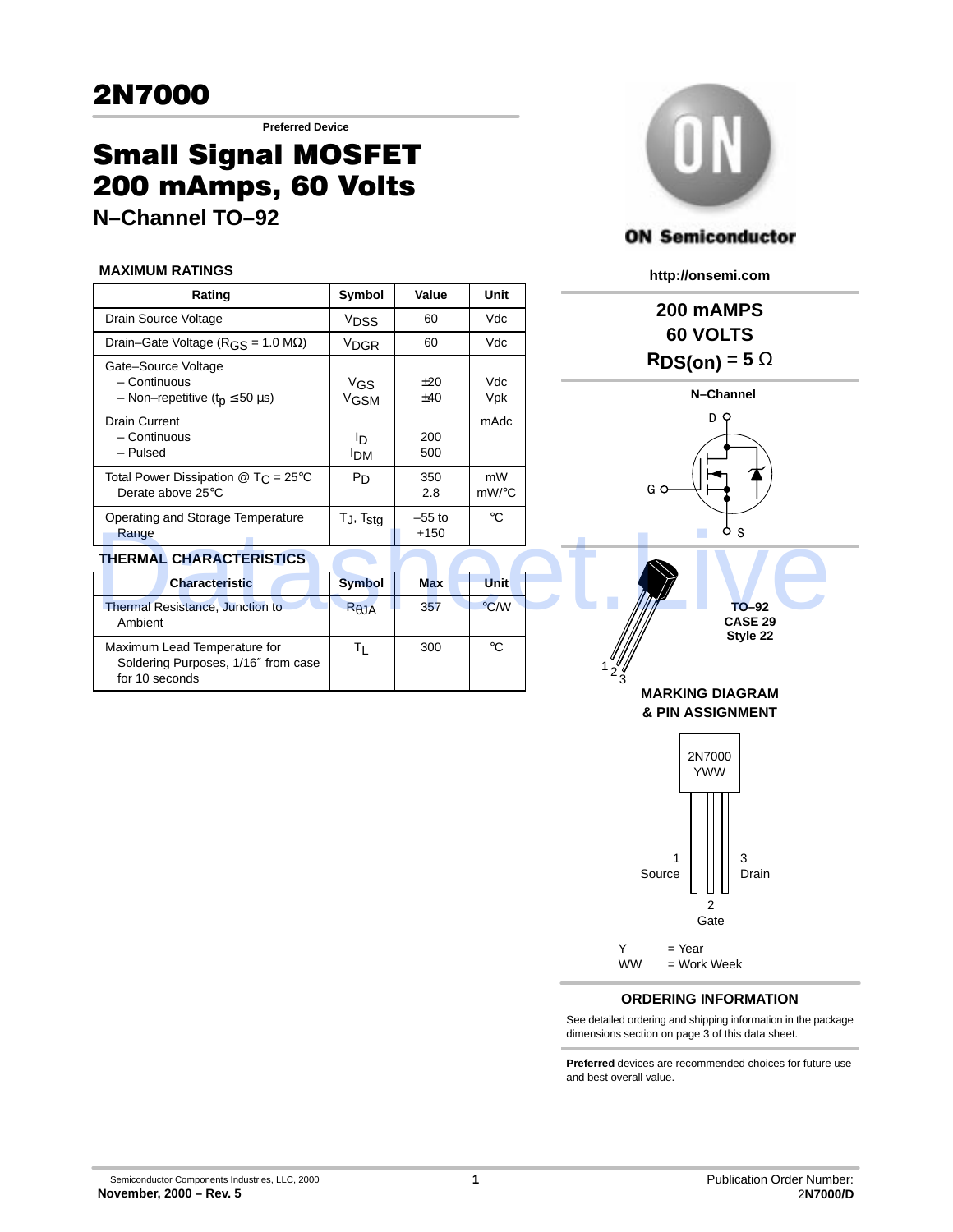# 2N7000

**Preferred Device**

# Small Signal MOSFET 200 mAmps, 60 Volts

## N–Channel TO–92

**ON Semiconductor**

**http://onsemi.com**

**200 mAMPS**
**60 VOLTS**
**$R_{DS(on)}$ = 5 Ω**

**N–Channel**

D, G, S

### MAXIMUM RATINGS

| Rating | Symbol | Value | Unit |
|---|---|---|---|
| Drain Source Voltage | $V_{DSS}$ | 60 | Vdc |
| Drain–Gate Voltage ($R_{GS}$ = 1.0 MΩ) | $V_{DGR}$ | 60 | Vdc |
| Gate–Source Voltage<br>– Continuous<br>– Non–repetitive ($t_p$ ≤ 50 μs) | $V_{GS}$<br>$V_{GSM}$ | ±20<br>±40 | Vdc<br>Vpk |
| Drain Current<br>– Continuous<br>– Pulsed | $I_D$<br>$I_{DM}$ | 200<br>500 | mAdc |
| Total Power Dissipation @ $T_C$ = 25°C<br>Derate above 25°C | $P_D$ | 350<br>2.8 | mW<br>mW/°C |
| Operating and Storage Temperature Range | $T_J$, $T_{stg}$ | –55 to +150 | °C |

### THERMAL CHARACTERISTICS

| Characteristic | Symbol | Max | Unit |
|---|---|---|---|
| Thermal Resistance, Junction to Ambient | $R_{θJA}$ | 357 | °C/W |
| Maximum Lead Temperature for Soldering Purposes, 1/16″ from case for 10 seconds | $T_L$ | 300 | °C |

**TO–92**
**CASE 29**
**Style 22**

### MARKING DIAGRAM & PIN ASSIGNMENT

2N7000
YWW

1 Source, 2 Gate, 3 Drain

Y = Year
WW = Work Week

### ORDERING INFORMATION

See detailed ordering and shipping information in the package dimensions section on page 3 of this data sheet.

**Preferred** devices are recommended choices for future use and best overall value.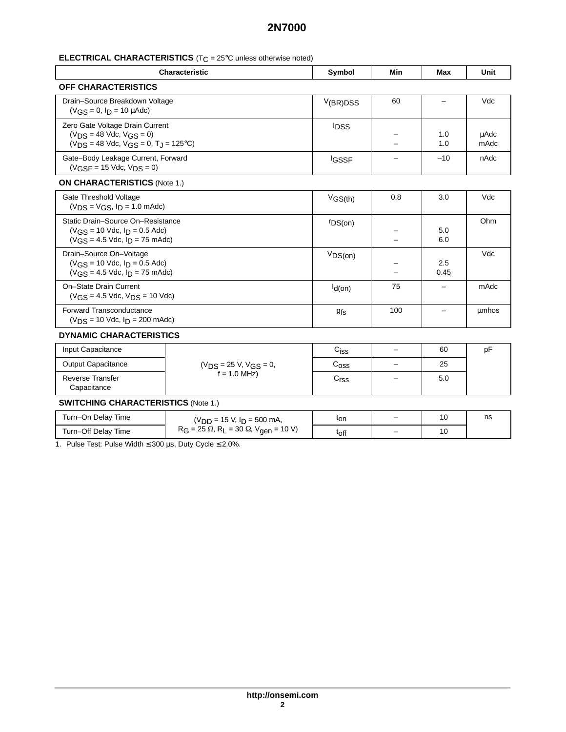## ELECTRICAL CHARACTERISTICS ($T_C$ = 25°C unless otherwise noted)

| Characteristic | Symbol | Min | Max | Unit |
|---|---|---|---|---|
| **OFF CHARACTERISTICS** | | | | |
| Drain–Source Breakdown Voltage ($V_{GS}$ = 0, $I_D$ = 10 μAdc) | $V_{(BR)DSS}$ | 60 | – | Vdc |
| Zero Gate Voltage Drain Current ($V_{DS}$ = 48 Vdc, $V_{GS}$ = 0) | $I_{DSS}$ | – | 1.0 | μAdc |
| ($V_{DS}$ = 48 Vdc, $V_{GS}$ = 0, $T_J$ = 125°C) | | – | 1.0 | mAdc |
| Gate–Body Leakage Current, Forward ($V_{GSF}$ = 15 Vdc, $V_{DS}$ = 0) | $I_{GSSF}$ | – | –10 | nAdc |
| **ON CHARACTERISTICS** (Note 1.) | | | | |
| Gate Threshold Voltage ($V_{DS}$ = $V_{GS}$, $I_D$ = 1.0 mAdc) | $V_{GS(th)}$ | 0.8 | 3.0 | Vdc |
| Static Drain–Source On–Resistance ($V_{GS}$ = 10 Vdc, $I_D$ = 0.5 Adc) | $r_{DS(on)}$ | – | 5.0 | Ohm |
| ($V_{GS}$ = 4.5 Vdc, $I_D$ = 75 mAdc) | | – | 6.0 | |
| Drain–Source On–Voltage ($V_{GS}$ = 10 Vdc, $I_D$ = 0.5 Adc) | $V_{DS(on)}$ | – | 2.5 | Vdc |
| ($V_{GS}$ = 4.5 Vdc, $I_D$ = 75 mAdc) | | – | 0.45 | |
| On–State Drain Current ($V_{GS}$ = 4.5 Vdc, $V_{DS}$ = 10 Vdc) | $I_{d(on)}$ | 75 | – | mAdc |
| Forward Transconductance ($V_{DS}$ = 10 Vdc, $I_D$ = 200 mAdc) | $g_{fs}$ | 100 | – | μmhos |
| **DYNAMIC CHARACTERISTICS** | | | | |
| Input Capacitance ($V_{DS}$ = 25 V, $V_{GS}$ = 0, f = 1.0 MHz) | $C_{iss}$ | – | 60 | pF |
| Output Capacitance ($V_{DS}$ = 25 V, $V_{GS}$ = 0, f = 1.0 MHz) | $C_{oss}$ | – | 25 | pF |
| Reverse Transfer Capacitance ($V_{DS}$ = 25 V, $V_{GS}$ = 0, f = 1.0 MHz) | $C_{rss}$ | – | 5.0 | pF |
| **SWITCHING CHARACTERISTICS** (Note 1.) | | | | |
| Turn–On Delay Time ($V_{DD}$ = 15 V, $I_D$ = 500 mA, $R_G$ = 25 Ω, $R_L$ = 30 Ω, $V_{gen}$ = 10 V) | $t_{on}$ | – | 10 | ns |
| Turn–Off Delay Time ($V_{DD}$ = 15 V, $I_D$ = 500 mA, $R_G$ = 25 Ω, $R_L$ = 30 Ω, $V_{gen}$ = 10 V) | $t_{off}$ | – | 10 | ns |

1. Pulse Test: Pulse Width ≤ 300 μs, Duty Cycle ≤ 2.0%.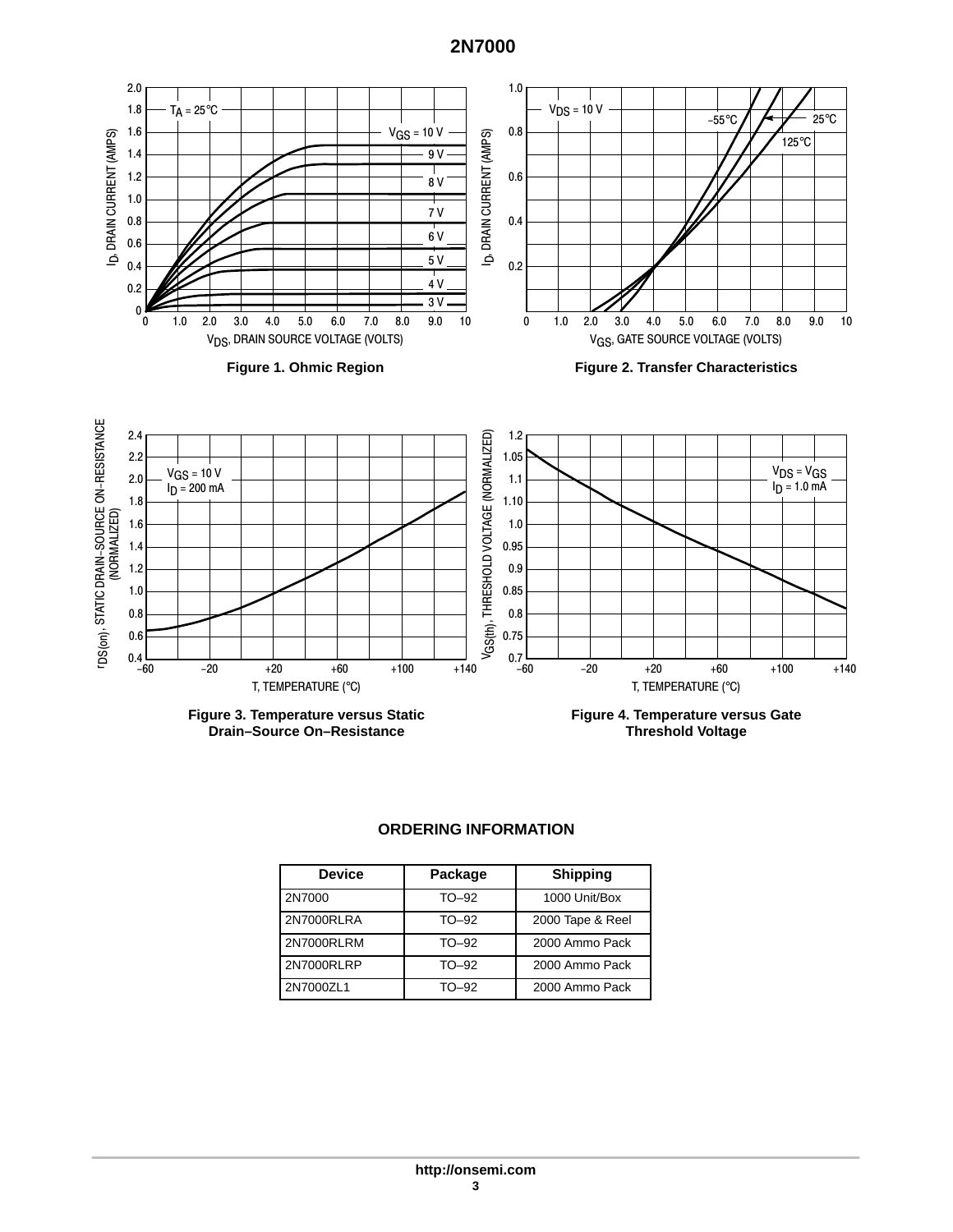Figure 1. Ohmic Region

Figure 2. Transfer Characteristics

Figure 3. Temperature versus Static Drain–Source On–Resistance

Figure 4. Temperature versus Gate Threshold Voltage

## ORDERING INFORMATION

| Device | Package | Shipping |
|---|---|---|
| 2N7000 | TO–92 | 1000 Unit/Box |
| 2N7000RLRA | TO–92 | 2000 Tape & Reel |
| 2N7000RLRM | TO–92 | 2000 Ammo Pack |
| 2N7000RLRP | TO–92 | 2000 Ammo Pack |
| 2N7000ZL1 | TO–92 | 2000 Ammo Pack |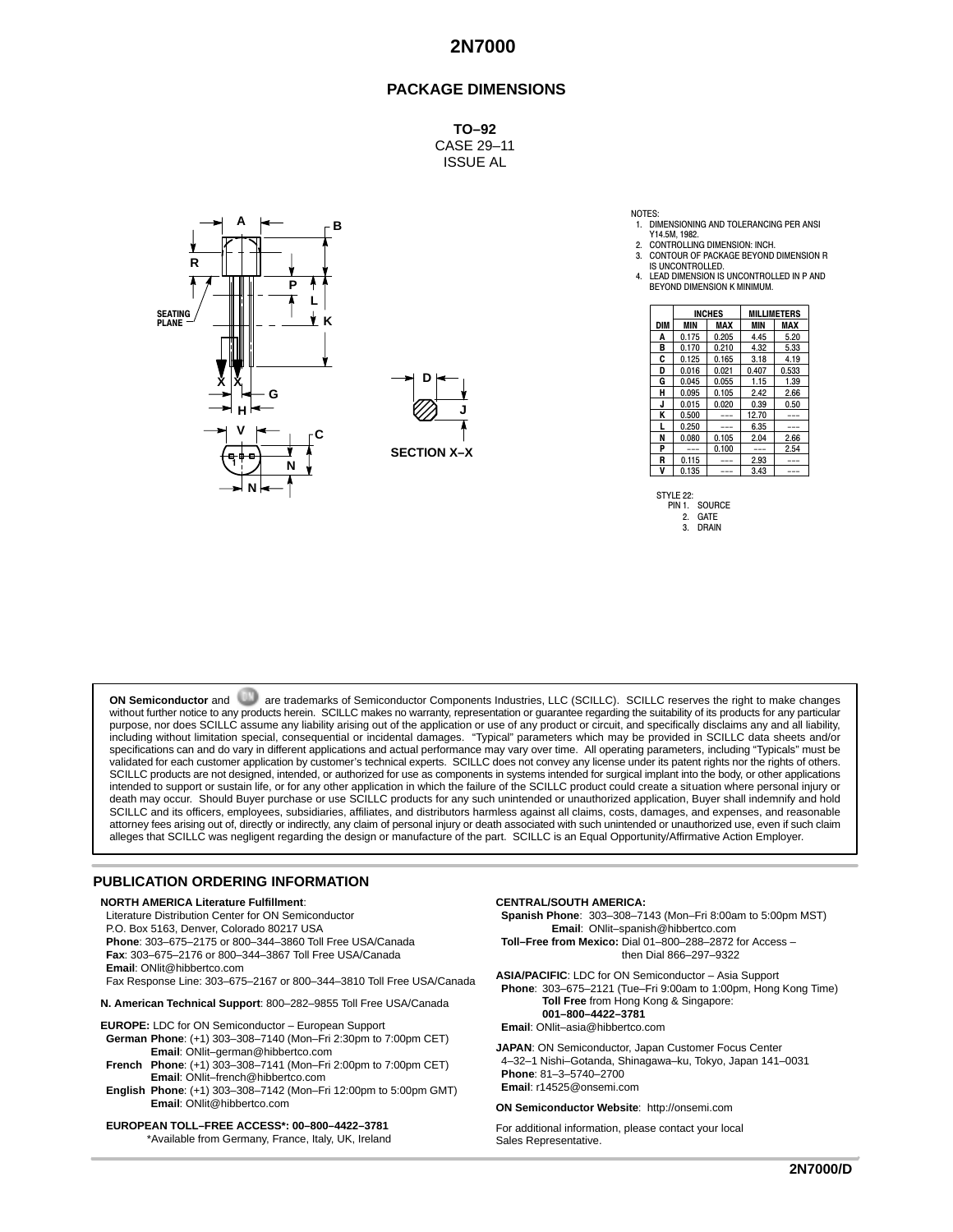## PACKAGE DIMENSIONS

**TO–92**
CASE 29–11
ISSUE AL

SEATING PLANE

SECTION X–X

NOTES:
1. DIMENSIONING AND TOLERANCING PER ANSI Y14.5M, 1982.
2. CONTROLLING DIMENSION: INCH.
3. CONTOUR OF PACKAGE BEYOND DIMENSION R IS UNCONTROLLED.
4. LEAD DIMENSION IS UNCONTROLLED IN P AND BEYOND DIMENSION K MINIMUM.

| | INCHES | | MILLIMETERS | |
|---|---|---|---|---|
| DIM | MIN | MAX | MIN | MAX |
| A | 0.175 | 0.205 | 4.45 | 5.20 |
| B | 0.170 | 0.210 | 4.32 | 5.33 |
| C | 0.125 | 0.165 | 3.18 | 4.19 |
| D | 0.016 | 0.021 | 0.407 | 0.533 |
| G | 0.045 | 0.055 | 1.15 | 1.39 |
| H | 0.095 | 0.105 | 2.42 | 2.66 |
| J | 0.015 | 0.020 | 0.39 | 0.50 |
| K | 0.500 | --- | 12.70 | --- |
| L | 0.250 | --- | 6.35 | --- |
| N | 0.080 | 0.105 | 2.04 | 2.66 |
| P | --- | 0.100 | --- | 2.54 |
| R | 0.115 | --- | 2.93 | --- |
| V | 0.135 | --- | 3.43 | --- |

STYLE 22:
PIN 1. SOURCE
2. GATE
3. DRAIN

**ON Semiconductor** and are trademarks of Semiconductor Components Industries, LLC (SCILLC). SCILLC reserves the right to make changes without further notice to any products herein. SCILLC makes no warranty, representation or guarantee regarding the suitability of its products for any particular purpose, nor does SCILLC assume any liability arising out of the application or use of any product or circuit, and specifically disclaims any and all liability, including without limitation special, consequential or incidental damages. "Typical" parameters which may be provided in SCILLC data sheets and/or specifications can and do vary in different applications and actual performance may vary over time. All operating parameters, including "Typicals" must be validated for each customer application by customer's technical experts. SCILLC does not convey any license under its patent rights nor the rights of others. SCILLC products are not designed, intended, or authorized for use as components in systems intended for surgical implant into the body, or other applications intended to support or sustain life, or for any other application in which the failure of the SCILLC product could create a situation where personal injury or death may occur. Should Buyer purchase or use SCILLC products for any such unintended or unauthorized application, Buyer shall indemnify and hold SCILLC and its officers, employees, subsidiaries, affiliates, and distributors harmless against all claims, costs, damages, and expenses, and reasonable attorney fees arising out of, directly or indirectly, any claim of personal injury or death associated with such unintended or unauthorized use, even if such claim alleges that SCILLC was negligent regarding the design or manufacture of the part. SCILLC is an Equal Opportunity/Affirmative Action Employer.

## PUBLICATION ORDERING INFORMATION

**NORTH AMERICA Literature Fulfillment**:
Literature Distribution Center for ON Semiconductor
P.O. Box 5163, Denver, Colorado 80217 USA
**Phone**: 303–675–2175 or 800–344–3860 Toll Free USA/Canada
**Fax**: 303–675–2176 or 800–344–3867 Toll Free USA/Canada
**Email**: ONlit@hibbertco.com
Fax Response Line: 303–675–2167 or 800–344–3810 Toll Free USA/Canada

**N. American Technical Support**: 800–282–9855 Toll Free USA/Canada

**EUROPE:** LDC for ON Semiconductor – European Support
**German Phone**: (+1) 303–308–7140 (Mon–Fri 2:30pm to 7:00pm CET)
**Email**: ONlit–german@hibbertco.com
**French Phone**: (+1) 303–308–7141 (Mon–Fri 2:00pm to 7:00pm CET)
**Email**: ONlit–french@hibbertco.com
**English Phone**: (+1) 303–308–7142 (Mon–Fri 12:00pm to 5:00pm GMT)
**Email**: ONlit@hibbertco.com

**EUROPEAN TOLL–FREE ACCESS*: 00–800–4422–3781**
*Available from Germany, France, Italy, UK, Ireland

**CENTRAL/SOUTH AMERICA:**
**Spanish Phone**: 303–308–7143 (Mon–Fri 8:00am to 5:00pm MST)
**Email**: ONlit–spanish@hibbertco.com
**Toll–Free from Mexico:** Dial 01–800–288–2872 for Access – then Dial 866–297–9322

**ASIA/PACIFIC**: LDC for ON Semiconductor – Asia Support
**Phone**: 303–675–2121 (Tue–Fri 9:00am to 1:00pm, Hong Kong Time)
**Toll Free** from Hong Kong & Singapore:
**001–800–4422–3781**
**Email**: ONlit–asia@hibbertco.com

**JAPAN**: ON Semiconductor, Japan Customer Focus Center
4–32–1 Nishi–Gotanda, Shinagawa–ku, Tokyo, Japan 141–0031
**Phone**: 81–3–5740–2700
**Email**: r14525@onsemi.com

**ON Semiconductor Website**: http://onsemi.com

For additional information, please contact your local Sales Representative.

**2N7000/D**